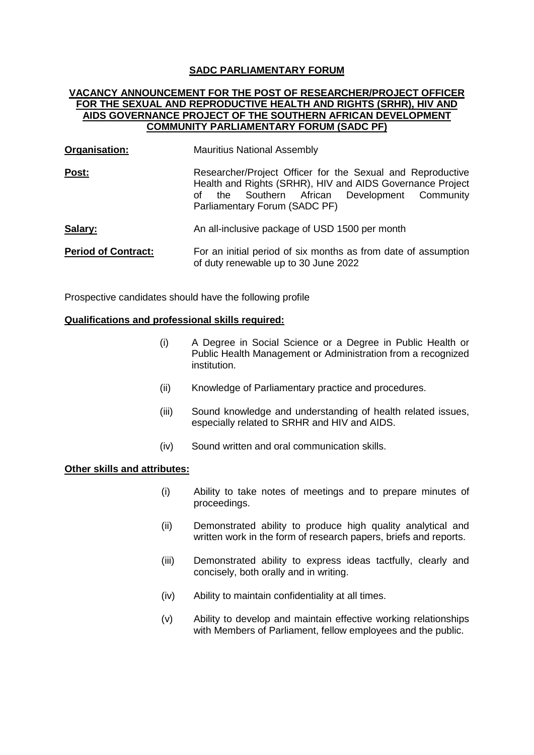# SADC PARLIAMENTARY FORUM

## VACANCY ANNOUNCEMENT FOR THE POST OF RESEARCHER/PROJECT OFFICER FOR THE SEXUAL AND REPRODUCTIVE HEALTH AND RIGHTS (SRHR), HIV AND AIDS GOVERNANCE PROJECT OF THE SOUTHERN AFRICAN DEVELOPMENT COMMUNITY PARLIAMENTARY FORUM (SADC PF)

**Organisation:** Mauritius National Assembly

**Post:** Researcher/Project Officer for the Sexual and Reproductive Health and Rights (SRHR), HIV and AIDS Governance Project of the Southern African Development Community Parliamentary Forum (SADC PF)

**Salary:** An all-inclusive package of USD 1500 per month

**Period of Contract:** For an initial period of six months as from date of assumption of duty renewable up to 30 June 2022

Prospective candidates should have the following profile

**Qualifications and professional skills required:**

(i) A Degree in Social Science or a Degree in Public Health or Public Health Management or Administration from a recognized institution.

(ii) Knowledge of Parliamentary practice and procedures.

(iii) Sound knowledge and understanding of health related issues, especially related to SRHR and HIV and AIDS.

(iv) Sound written and oral communication skills.

**Other skills and attributes:**

(i) Ability to take notes of meetings and to prepare minutes of proceedings.

(ii) Demonstrated ability to produce high quality analytical and written work in the form of research papers, briefs and reports.

(iii) Demonstrated ability to express ideas tactfully, clearly and concisely, both orally and in writing.

(iv) Ability to maintain confidentiality at all times.

(v) Ability to develop and maintain effective working relationships with Members of Parliament, fellow employees and the public.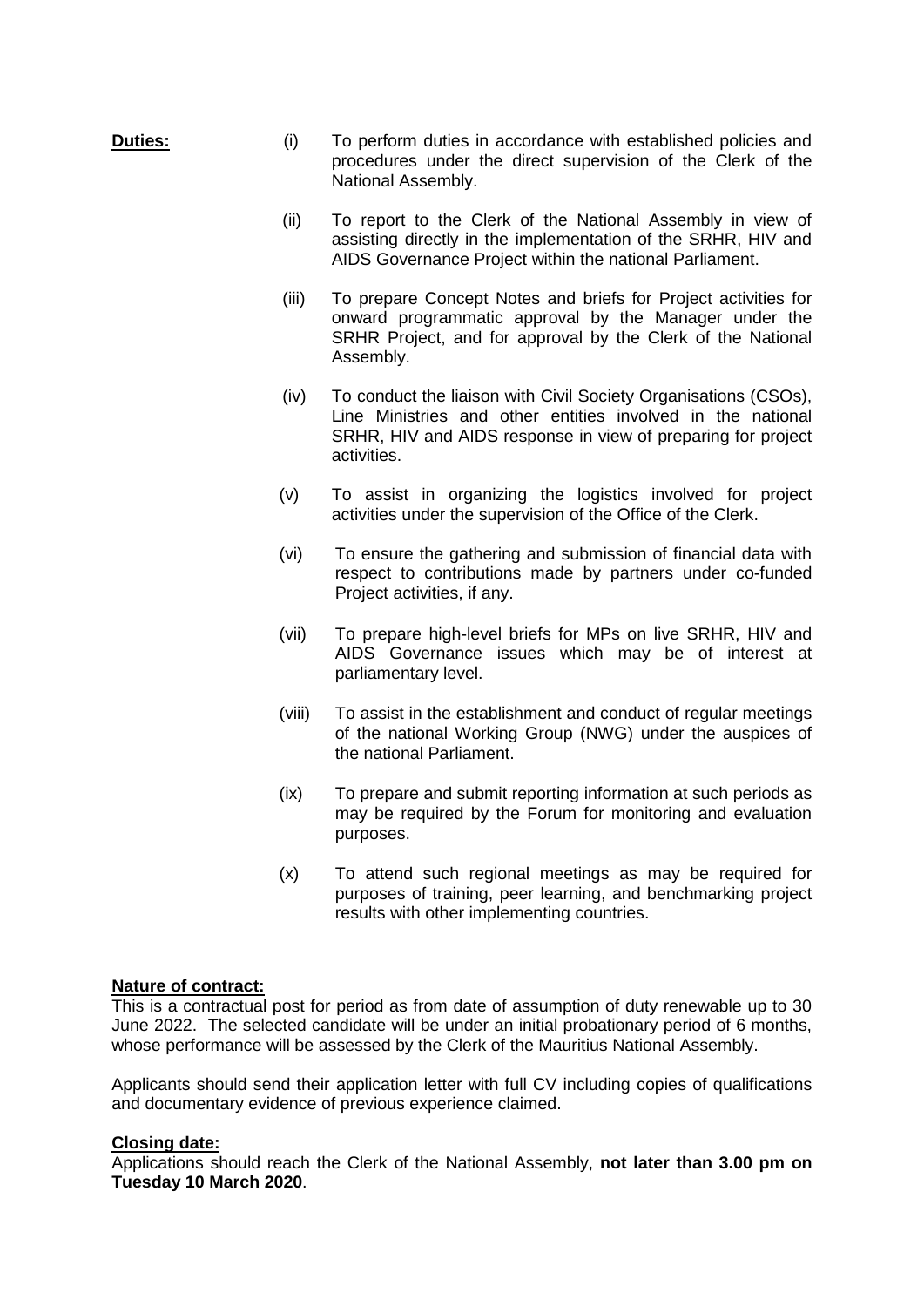**Duties:**

(i) To perform duties in accordance with established policies and procedures under the direct supervision of the Clerk of the National Assembly.

(ii) To report to the Clerk of the National Assembly in view of assisting directly in the implementation of the SRHR, HIV and AIDS Governance Project within the national Parliament.

(iii) To prepare Concept Notes and briefs for Project activities for onward programmatic approval by the Manager under the SRHR Project, and for approval by the Clerk of the National Assembly.

(iv) To conduct the liaison with Civil Society Organisations (CSOs), Line Ministries and other entities involved in the national SRHR, HIV and AIDS response in view of preparing for project activities.

(v) To assist in organizing the logistics involved for project activities under the supervision of the Office of the Clerk.

(vi) To ensure the gathering and submission of financial data with respect to contributions made by partners under co-funded Project activities, if any.

(vii) To prepare high-level briefs for MPs on live SRHR, HIV and AIDS Governance issues which may be of interest at parliamentary level.

(viii) To assist in the establishment and conduct of regular meetings of the national Working Group (NWG) under the auspices of the national Parliament.

(ix) To prepare and submit reporting information at such periods as may be required by the Forum for monitoring and evaluation purposes.

(x) To attend such regional meetings as may be required for purposes of training, peer learning, and benchmarking project results with other implementing countries.

**Nature of contract:**

This is a contractual post for period as from date of assumption of duty renewable up to 30 June 2022. The selected candidate will be under an initial probationary period of 6 months, whose performance will be assessed by the Clerk of the Mauritius National Assembly.

Applicants should send their application letter with full CV including copies of qualifications and documentary evidence of previous experience claimed.

**Closing date:**

Applications should reach the Clerk of the National Assembly, **not later than 3.00 pm on Tuesday 10 March 2020**.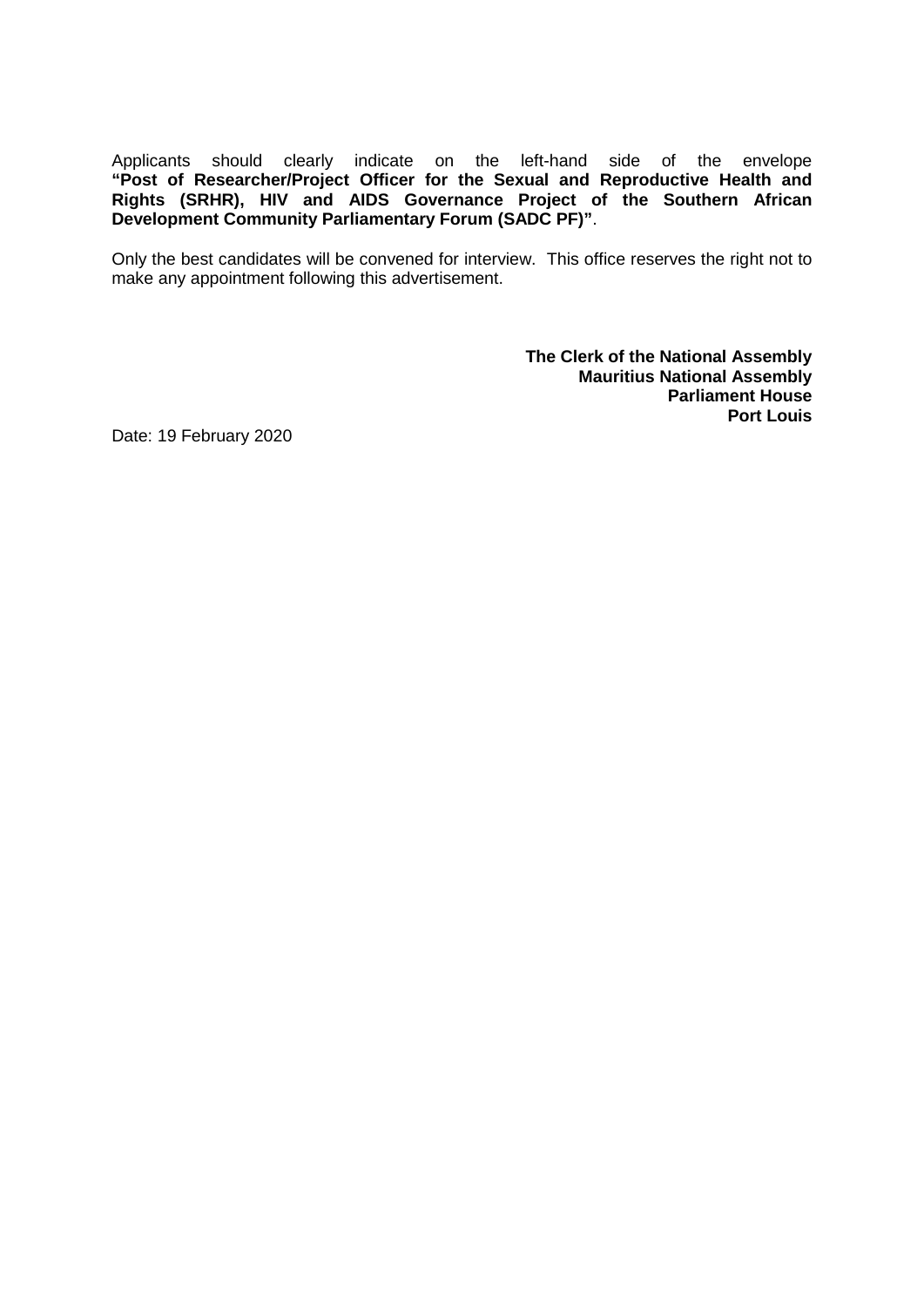Applicants should clearly indicate on the left-hand side of the envelope **"Post of Researcher/Project Officer for the Sexual and Reproductive Health and Rights (SRHR), HIV and AIDS Governance Project of the Southern African Development Community Parliamentary Forum (SADC PF)"**.

Only the best candidates will be convened for interview. This office reserves the right not to make any appointment following this advertisement.

**The Clerk of the National Assembly**
**Mauritius National Assembly**
**Parliament House**
**Port Louis**

Date: 19 February 2020